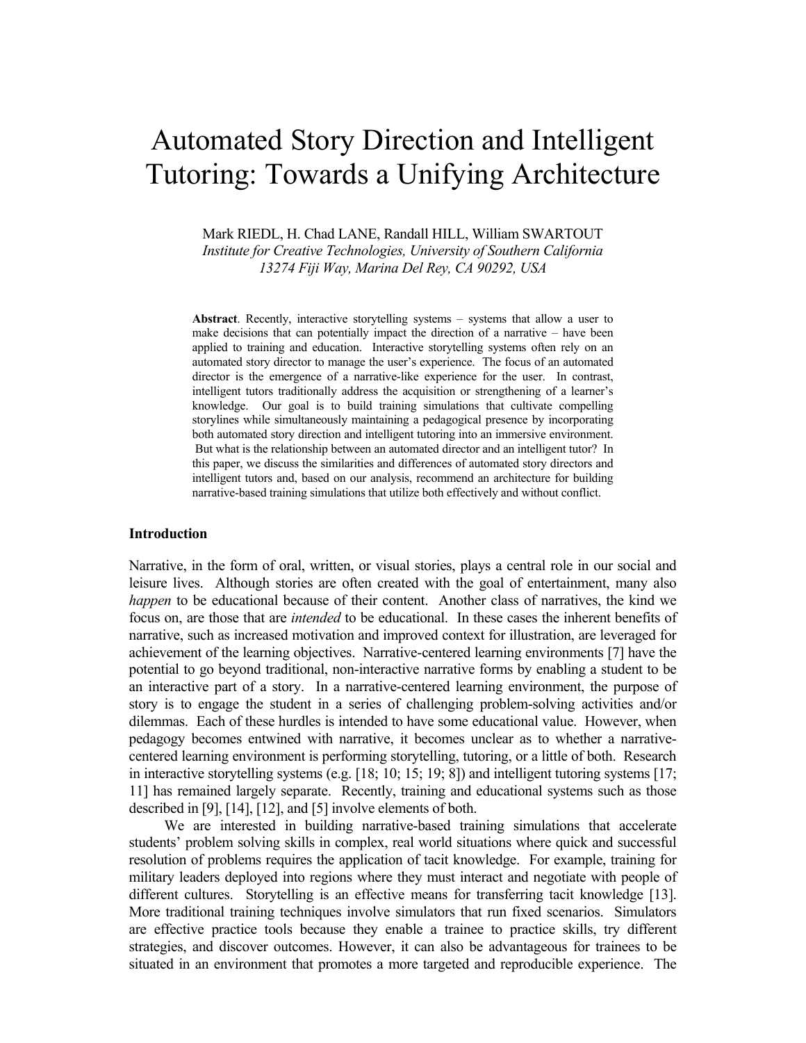# Automated Story Direction and Intelligent Tutoring: Towards a Unifying Architecture

Mark RIEDL, H. Chad LANE, Randall HILL, William SWARTOUT
*Institute for Creative Technologies, University of Southern California*
*13274 Fiji Way, Marina Del Rey, CA 90292, USA*

**Abstract**. Recently, interactive storytelling systems – systems that allow a user to make decisions that can potentially impact the direction of a narrative – have been applied to training and education. Interactive storytelling systems often rely on an automated story director to manage the user's experience. The focus of an automated director is the emergence of a narrative-like experience for the user. In contrast, intelligent tutors traditionally address the acquisition or strengthening of a learner's knowledge. Our goal is to build training simulations that cultivate compelling storylines while simultaneously maintaining a pedagogical presence by incorporating both automated story direction and intelligent tutoring into an immersive environment. But what is the relationship between an automated director and an intelligent tutor? In this paper, we discuss the similarities and differences of automated story directors and intelligent tutors and, based on our analysis, recommend an architecture for building narrative-based training simulations that utilize both effectively and without conflict.

## Introduction

Narrative, in the form of oral, written, or visual stories, plays a central role in our social and leisure lives. Although stories are often created with the goal of entertainment, many also *happen* to be educational because of their content. Another class of narratives, the kind we focus on, are those that are *intended* to be educational. In these cases the inherent benefits of narrative, such as increased motivation and improved context for illustration, are leveraged for achievement of the learning objectives. Narrative-centered learning environments [7] have the potential to go beyond traditional, non-interactive narrative forms by enabling a student to be an interactive part of a story. In a narrative-centered learning environment, the purpose of story is to engage the student in a series of challenging problem-solving activities and/or dilemmas. Each of these hurdles is intended to have some educational value. However, when pedagogy becomes entwined with narrative, it becomes unclear as to whether a narrative-centered learning environment is performing storytelling, tutoring, or a little of both. Research in interactive storytelling systems (e.g. [18; 10; 15; 19; 8]) and intelligent tutoring systems [17; 11] has remained largely separate. Recently, training and educational systems such as those described in [9], [14], [12], and [5] involve elements of both.

We are interested in building narrative-based training simulations that accelerate students' problem solving skills in complex, real world situations where quick and successful resolution of problems requires the application of tacit knowledge. For example, training for military leaders deployed into regions where they must interact and negotiate with people of different cultures. Storytelling is an effective means for transferring tacit knowledge [13]. More traditional training techniques involve simulators that run fixed scenarios. Simulators are effective practice tools because they enable a trainee to practice skills, try different strategies, and discover outcomes. However, it can also be advantageous for trainees to be situated in an environment that promotes a more targeted and reproducible experience. The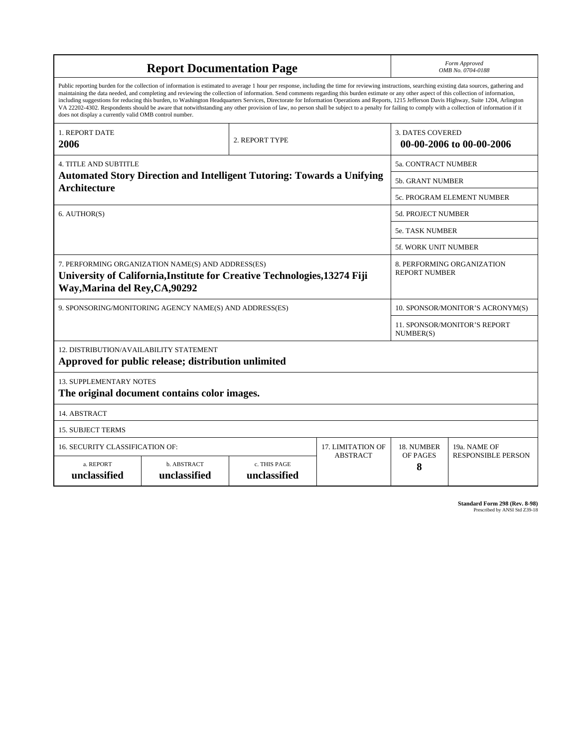# Report Documentation Page

*Form Approved*
*OMB No. 0704-0188*

Public reporting burden for the collection of information is estimated to average 1 hour per response, including the time for reviewing instructions, searching existing data sources, gathering and maintaining the data needed, and completing and reviewing the collection of information. Send comments regarding this burden estimate or any other aspect of this collection of information, including suggestions for reducing this burden, to Washington Headquarters Services, Directorate for Information Operations and Reports, 1215 Jefferson Davis Highway, Suite 1204, Arlington VA 22202-4302. Respondents should be aware that notwithstanding any other provision of law, no person shall be subject to a penalty for failing to comply with a collection of information if it does not display a currently valid OMB control number.

| | | |
|---|---|---|
| 1. REPORT DATE<br>**2006** | 2. REPORT TYPE | 3. DATES COVERED<br>**00-00-2006 to 00-00-2006** |
| 4. TITLE AND SUBTITLE<br>**Automated Story Direction and Intelligent Tutoring: Towards a Unifying Architecture** | | 5a. CONTRACT NUMBER |
| | | 5b. GRANT NUMBER |
| | | 5c. PROGRAM ELEMENT NUMBER |
| 6. AUTHOR(S) | | 5d. PROJECT NUMBER |
| | | 5e. TASK NUMBER |
| | | 5f. WORK UNIT NUMBER |
| 7. PERFORMING ORGANIZATION NAME(S) AND ADDRESS(ES)<br>**University of California,Institute for Creative Technologies,13274 Fiji Way,Marina del Rey,CA,90292** | | 8. PERFORMING ORGANIZATION REPORT NUMBER |
| 9. SPONSORING/MONITORING AGENCY NAME(S) AND ADDRESS(ES) | | 10. SPONSOR/MONITOR'S ACRONYM(S) |
| | | 11. SPONSOR/MONITOR'S REPORT NUMBER(S) |

12. DISTRIBUTION/AVAILABILITY STATEMENT
**Approved for public release; distribution unlimited**

13. SUPPLEMENTARY NOTES
**The original document contains color images.**

14. ABSTRACT

15. SUBJECT TERMS

| 16. SECURITY CLASSIFICATION OF: | | | 17. LIMITATION OF ABSTRACT | 18. NUMBER OF PAGES | 19a. NAME OF RESPONSIBLE PERSON |
|---|---|---|---|---|---|
| a. REPORT<br>**unclassified** | b. ABSTRACT<br>**unclassified** | c. THIS PAGE<br>**unclassified** | | **8** | |

**Standard Form 298 (Rev. 8-98)**
Prescribed by ANSI Std Z39-18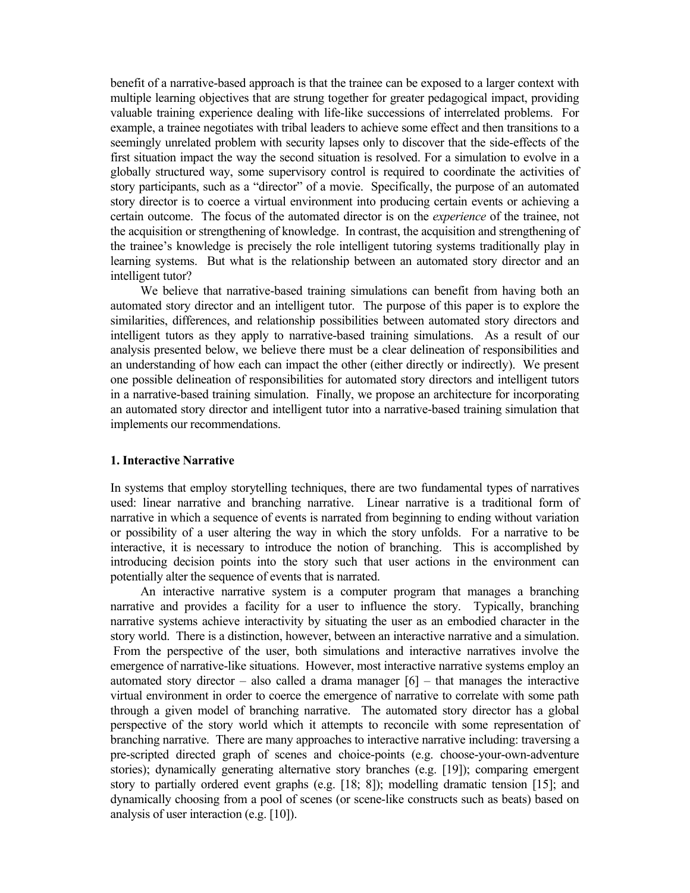benefit of a narrative-based approach is that the trainee can be exposed to a larger context with multiple learning objectives that are strung together for greater pedagogical impact, providing valuable training experience dealing with life-like successions of interrelated problems. For example, a trainee negotiates with tribal leaders to achieve some effect and then transitions to a seemingly unrelated problem with security lapses only to discover that the side-effects of the first situation impact the way the second situation is resolved. For a simulation to evolve in a globally structured way, some supervisory control is required to coordinate the activities of story participants, such as a "director" of a movie. Specifically, the purpose of an automated story director is to coerce a virtual environment into producing certain events or achieving a certain outcome. The focus of the automated director is on the *experience* of the trainee, not the acquisition or strengthening of knowledge. In contrast, the acquisition and strengthening of the trainee's knowledge is precisely the role intelligent tutoring systems traditionally play in learning systems. But what is the relationship between an automated story director and an intelligent tutor?

We believe that narrative-based training simulations can benefit from having both an automated story director and an intelligent tutor. The purpose of this paper is to explore the similarities, differences, and relationship possibilities between automated story directors and intelligent tutors as they apply to narrative-based training simulations. As a result of our analysis presented below, we believe there must be a clear delineation of responsibilities and an understanding of how each can impact the other (either directly or indirectly). We present one possible delineation of responsibilities for automated story directors and intelligent tutors in a narrative-based training simulation. Finally, we propose an architecture for incorporating an automated story director and intelligent tutor into a narrative-based training simulation that implements our recommendations.

## 1. Interactive Narrative

In systems that employ storytelling techniques, there are two fundamental types of narratives used: linear narrative and branching narrative. Linear narrative is a traditional form of narrative in which a sequence of events is narrated from beginning to ending without variation or possibility of a user altering the way in which the story unfolds. For a narrative to be interactive, it is necessary to introduce the notion of branching. This is accomplished by introducing decision points into the story such that user actions in the environment can potentially alter the sequence of events that is narrated.

An interactive narrative system is a computer program that manages a branching narrative and provides a facility for a user to influence the story. Typically, branching narrative systems achieve interactivity by situating the user as an embodied character in the story world. There is a distinction, however, between an interactive narrative and a simulation. From the perspective of the user, both simulations and interactive narratives involve the emergence of narrative-like situations. However, most interactive narrative systems employ an automated story director – also called a drama manager [6] – that manages the interactive virtual environment in order to coerce the emergence of narrative to correlate with some path through a given model of branching narrative. The automated story director has a global perspective of the story world which it attempts to reconcile with some representation of branching narrative. There are many approaches to interactive narrative including: traversing a pre-scripted directed graph of scenes and choice-points (e.g. choose-your-own-adventure stories); dynamically generating alternative story branches (e.g. [19]); comparing emergent story to partially ordered event graphs (e.g. [18; 8]); modelling dramatic tension [15]; and dynamically choosing from a pool of scenes (or scene-like constructs such as beats) based on analysis of user interaction (e.g. [10]).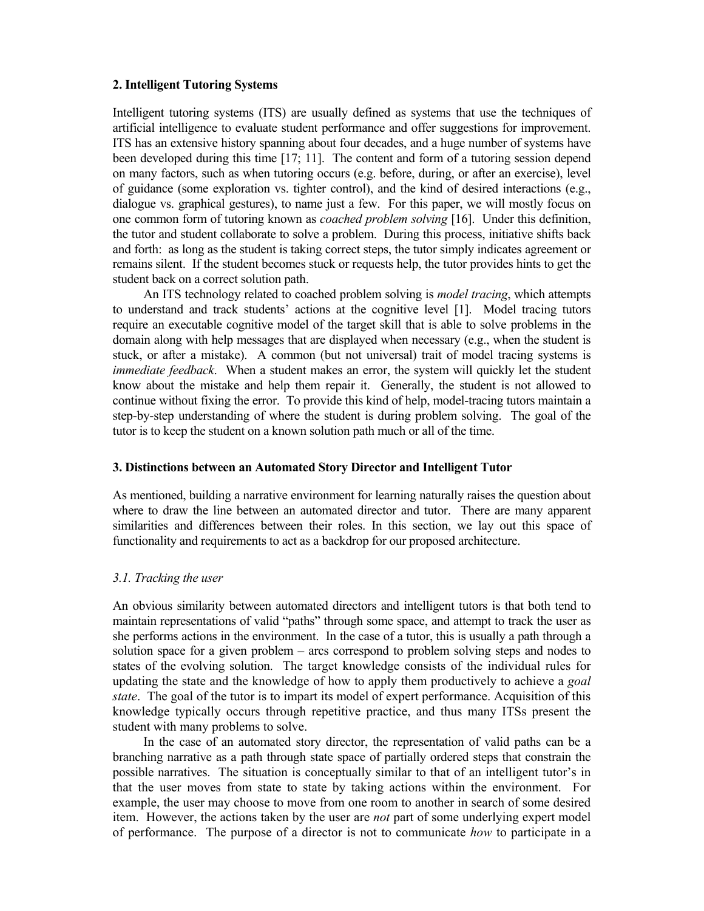## 2. Intelligent Tutoring Systems

Intelligent tutoring systems (ITS) are usually defined as systems that use the techniques of artificial intelligence to evaluate student performance and offer suggestions for improvement. ITS has an extensive history spanning about four decades, and a huge number of systems have been developed during this time [17; 11]. The content and form of a tutoring session depend on many factors, such as when tutoring occurs (e.g. before, during, or after an exercise), level of guidance (some exploration vs. tighter control), and the kind of desired interactions (e.g., dialogue vs. graphical gestures), to name just a few. For this paper, we will mostly focus on one common form of tutoring known as *coached problem solving* [16]. Under this definition, the tutor and student collaborate to solve a problem. During this process, initiative shifts back and forth: as long as the student is taking correct steps, the tutor simply indicates agreement or remains silent. If the student becomes stuck or requests help, the tutor provides hints to get the student back on a correct solution path.

An ITS technology related to coached problem solving is *model tracing*, which attempts to understand and track students' actions at the cognitive level [1]. Model tracing tutors require an executable cognitive model of the target skill that is able to solve problems in the domain along with help messages that are displayed when necessary (e.g., when the student is stuck, or after a mistake). A common (but not universal) trait of model tracing systems is *immediate feedback*. When a student makes an error, the system will quickly let the student know about the mistake and help them repair it. Generally, the student is not allowed to continue without fixing the error. To provide this kind of help, model-tracing tutors maintain a step-by-step understanding of where the student is during problem solving. The goal of the tutor is to keep the student on a known solution path much or all of the time.

## 3. Distinctions between an Automated Story Director and Intelligent Tutor

As mentioned, building a narrative environment for learning naturally raises the question about where to draw the line between an automated director and tutor. There are many apparent similarities and differences between their roles. In this section, we lay out this space of functionality and requirements to act as a backdrop for our proposed architecture.

### *3.1. Tracking the user*

An obvious similarity between automated directors and intelligent tutors is that both tend to maintain representations of valid "paths" through some space, and attempt to track the user as she performs actions in the environment. In the case of a tutor, this is usually a path through a solution space for a given problem – arcs correspond to problem solving steps and nodes to states of the evolving solution. The target knowledge consists of the individual rules for updating the state and the knowledge of how to apply them productively to achieve a *goal state*. The goal of the tutor is to impart its model of expert performance. Acquisition of this knowledge typically occurs through repetitive practice, and thus many ITSs present the student with many problems to solve.

In the case of an automated story director, the representation of valid paths can be a branching narrative as a path through state space of partially ordered steps that constrain the possible narratives. The situation is conceptually similar to that of an intelligent tutor's in that the user moves from state to state by taking actions within the environment. For example, the user may choose to move from one room to another in search of some desired item. However, the actions taken by the user are *not* part of some underlying expert model of performance. The purpose of a director is not to communicate *how* to participate in a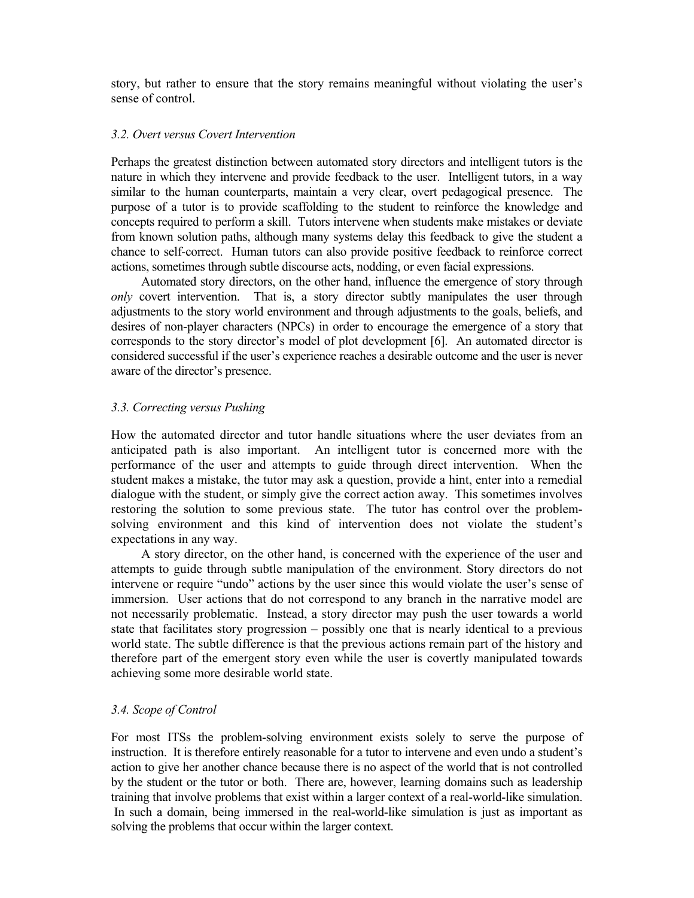story, but rather to ensure that the story remains meaningful without violating the user's sense of control.

### *3.2. Overt versus Covert Intervention*

Perhaps the greatest distinction between automated story directors and intelligent tutors is the nature in which they intervene and provide feedback to the user. Intelligent tutors, in a way similar to the human counterparts, maintain a very clear, overt pedagogical presence. The purpose of a tutor is to provide scaffolding to the student to reinforce the knowledge and concepts required to perform a skill. Tutors intervene when students make mistakes or deviate from known solution paths, although many systems delay this feedback to give the student a chance to self-correct. Human tutors can also provide positive feedback to reinforce correct actions, sometimes through subtle discourse acts, nodding, or even facial expressions.

Automated story directors, on the other hand, influence the emergence of story through *only* covert intervention. That is, a story director subtly manipulates the user through adjustments to the story world environment and through adjustments to the goals, beliefs, and desires of non-player characters (NPCs) in order to encourage the emergence of a story that corresponds to the story director's model of plot development [6]. An automated director is considered successful if the user's experience reaches a desirable outcome and the user is never aware of the director's presence.

### *3.3. Correcting versus Pushing*

How the automated director and tutor handle situations where the user deviates from an anticipated path is also important. An intelligent tutor is concerned more with the performance of the user and attempts to guide through direct intervention. When the student makes a mistake, the tutor may ask a question, provide a hint, enter into a remedial dialogue with the student, or simply give the correct action away. This sometimes involves restoring the solution to some previous state. The tutor has control over the problem-solving environment and this kind of intervention does not violate the student's expectations in any way.

A story director, on the other hand, is concerned with the experience of the user and attempts to guide through subtle manipulation of the environment. Story directors do not intervene or require "undo" actions by the user since this would violate the user's sense of immersion. User actions that do not correspond to any branch in the narrative model are not necessarily problematic. Instead, a story director may push the user towards a world state that facilitates story progression – possibly one that is nearly identical to a previous world state. The subtle difference is that the previous actions remain part of the history and therefore part of the emergent story even while the user is covertly manipulated towards achieving some more desirable world state.

### *3.4. Scope of Control*

For most ITSs the problem-solving environment exists solely to serve the purpose of instruction. It is therefore entirely reasonable for a tutor to intervene and even undo a student's action to give her another chance because there is no aspect of the world that is not controlled by the student or the tutor or both. There are, however, learning domains such as leadership training that involve problems that exist within a larger context of a real-world-like simulation. In such a domain, being immersed in the real-world-like simulation is just as important as solving the problems that occur within the larger context.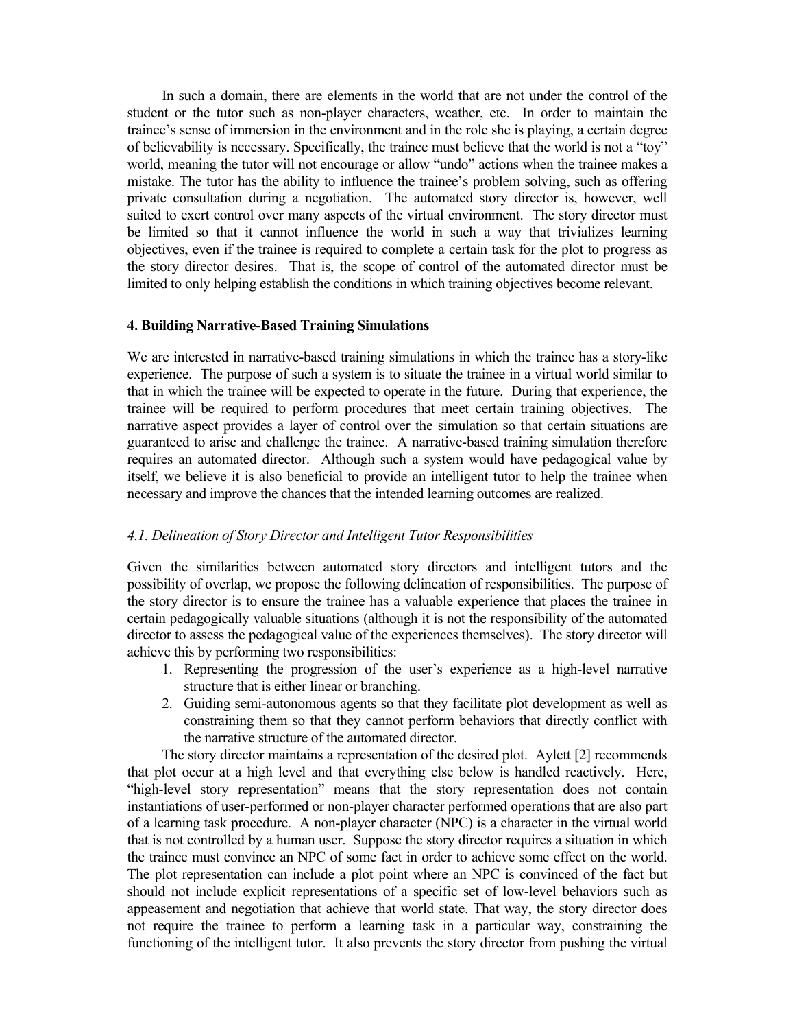In such a domain, there are elements in the world that are not under the control of the student or the tutor such as non-player characters, weather, etc. In order to maintain the trainee's sense of immersion in the environment and in the role she is playing, a certain degree of believability is necessary. Specifically, the trainee must believe that the world is not a "toy" world, meaning the tutor will not encourage or allow "undo" actions when the trainee makes a mistake. The tutor has the ability to influence the trainee's problem solving, such as offering private consultation during a negotiation. The automated story director is, however, well suited to exert control over many aspects of the virtual environment. The story director must be limited so that it cannot influence the world in such a way that trivializes learning objectives, even if the trainee is required to complete a certain task for the plot to progress as the story director desires. That is, the scope of control of the automated director must be limited to only helping establish the conditions in which training objectives become relevant.

## 4. Building Narrative-Based Training Simulations

We are interested in narrative-based training simulations in which the trainee has a story-like experience. The purpose of such a system is to situate the trainee in a virtual world similar to that in which the trainee will be expected to operate in the future. During that experience, the trainee will be required to perform procedures that meet certain training objectives. The narrative aspect provides a layer of control over the simulation so that certain situations are guaranteed to arise and challenge the trainee. A narrative-based training simulation therefore requires an automated director. Although such a system would have pedagogical value by itself, we believe it is also beneficial to provide an intelligent tutor to help the trainee when necessary and improve the chances that the intended learning outcomes are realized.

### *4.1. Delineation of Story Director and Intelligent Tutor Responsibilities*

Given the similarities between automated story directors and intelligent tutors and the possibility of overlap, we propose the following delineation of responsibilities. The purpose of the story director is to ensure the trainee has a valuable experience that places the trainee in certain pedagogically valuable situations (although it is not the responsibility of the automated director to assess the pedagogical value of the experiences themselves). The story director will achieve this by performing two responsibilities:

1. Representing the progression of the user's experience as a high-level narrative structure that is either linear or branching.
2. Guiding semi-autonomous agents so that they facilitate plot development as well as constraining them so that they cannot perform behaviors that directly conflict with the narrative structure of the automated director.

The story director maintains a representation of the desired plot. Aylett [2] recommends that plot occur at a high level and that everything else below is handled reactively. Here, "high-level story representation" means that the story representation does not contain instantiations of user-performed or non-player character performed operations that are also part of a learning task procedure. A non-player character (NPC) is a character in the virtual world that is not controlled by a human user. Suppose the story director requires a situation in which the trainee must convince an NPC of some fact in order to achieve some effect on the world. The plot representation can include a plot point where an NPC is convinced of the fact but should not include explicit representations of a specific set of low-level behaviors such as appeasement and negotiation that achieve that world state. That way, the story director does not require the trainee to perform a learning task in a particular way, constraining the functioning of the intelligent tutor. It also prevents the story director from pushing the virtual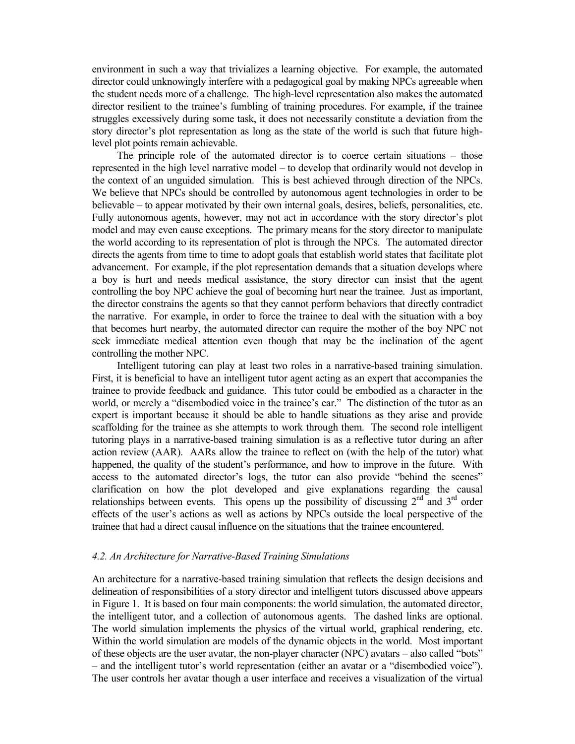environment in such a way that trivializes a learning objective. For example, the automated director could unknowingly interfere with a pedagogical goal by making NPCs agreeable when the student needs more of a challenge. The high-level representation also makes the automated director resilient to the trainee's fumbling of training procedures. For example, if the trainee struggles excessively during some task, it does not necessarily constitute a deviation from the story director's plot representation as long as the state of the world is such that future high-level plot points remain achievable.

The principle role of the automated director is to coerce certain situations – those represented in the high level narrative model – to develop that ordinarily would not develop in the context of an unguided simulation. This is best achieved through direction of the NPCs. We believe that NPCs should be controlled by autonomous agent technologies in order to be believable – to appear motivated by their own internal goals, desires, beliefs, personalities, etc. Fully autonomous agents, however, may not act in accordance with the story director's plot model and may even cause exceptions. The primary means for the story director to manipulate the world according to its representation of plot is through the NPCs. The automated director directs the agents from time to time to adopt goals that establish world states that facilitate plot advancement. For example, if the plot representation demands that a situation develops where a boy is hurt and needs medical assistance, the story director can insist that the agent controlling the boy NPC achieve the goal of becoming hurt near the trainee. Just as important, the director constrains the agents so that they cannot perform behaviors that directly contradict the narrative. For example, in order to force the trainee to deal with the situation with a boy that becomes hurt nearby, the automated director can require the mother of the boy NPC not seek immediate medical attention even though that may be the inclination of the agent controlling the mother NPC.

Intelligent tutoring can play at least two roles in a narrative-based training simulation. First, it is beneficial to have an intelligent tutor agent acting as an expert that accompanies the trainee to provide feedback and guidance. This tutor could be embodied as a character in the world, or merely a "disembodied voice in the trainee's ear." The distinction of the tutor as an expert is important because it should be able to handle situations as they arise and provide scaffolding for the trainee as she attempts to work through them. The second role intelligent tutoring plays in a narrative-based training simulation is as a reflective tutor during an after action review (AAR). AARs allow the trainee to reflect on (with the help of the tutor) what happened, the quality of the student's performance, and how to improve in the future. With access to the automated director's logs, the tutor can also provide "behind the scenes" clarification on how the plot developed and give explanations regarding the causal relationships between events. This opens up the possibility of discussing 2nd and 3rd order effects of the user's actions as well as actions by NPCs outside the local perspective of the trainee that had a direct causal influence on the situations that the trainee encountered.

### *4.2. An Architecture for Narrative-Based Training Simulations*

An architecture for a narrative-based training simulation that reflects the design decisions and delineation of responsibilities of a story director and intelligent tutors discussed above appears in Figure 1. It is based on four main components: the world simulation, the automated director, the intelligent tutor, and a collection of autonomous agents. The dashed links are optional. The world simulation implements the physics of the virtual world, graphical rendering, etc. Within the world simulation are models of the dynamic objects in the world. Most important of these objects are the user avatar, the non-player character (NPC) avatars – also called "bots" – and the intelligent tutor's world representation (either an avatar or a "disembodied voice"). The user controls her avatar though a user interface and receives a visualization of the virtual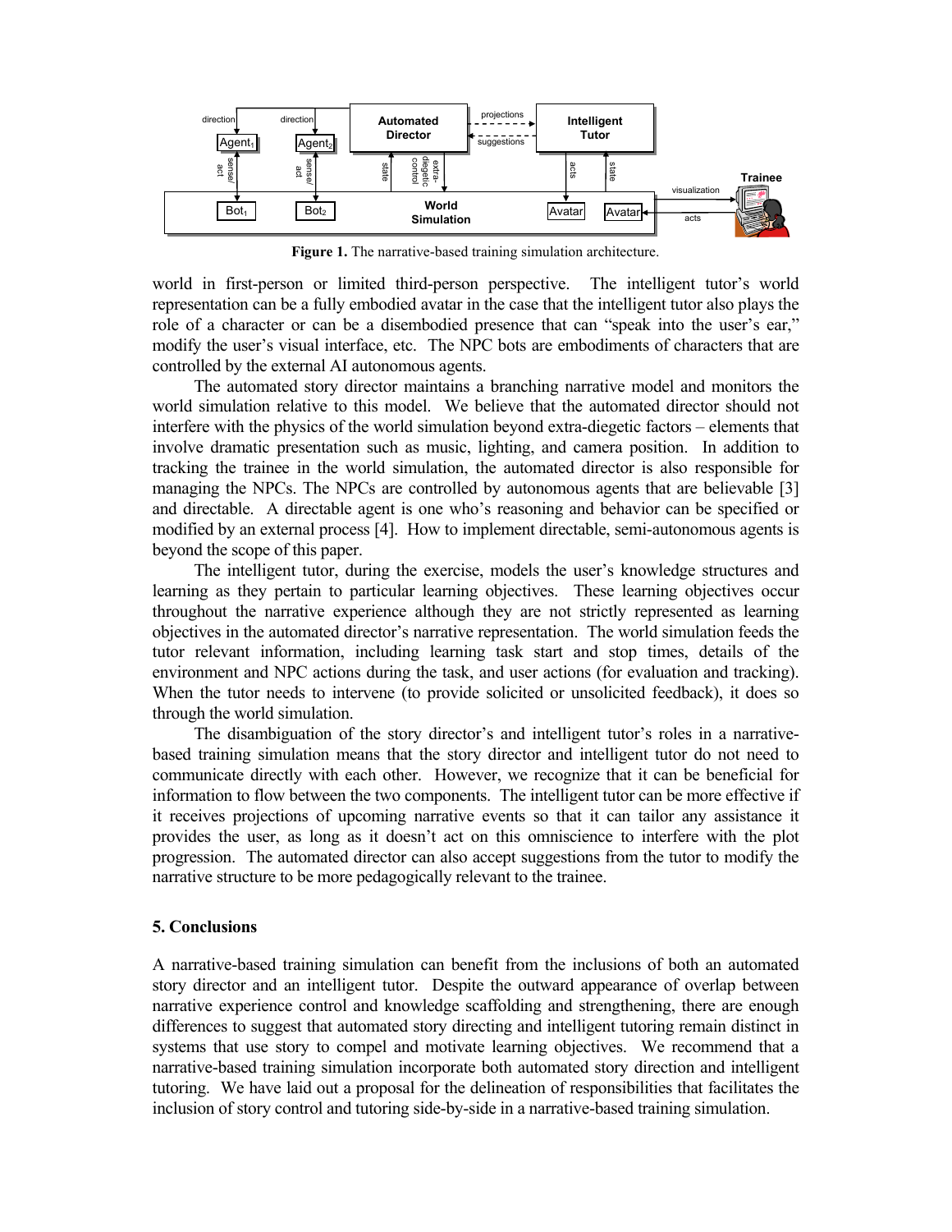**Figure 1.** The narrative-based training simulation architecture.

world in first-person or limited third-person perspective. The intelligent tutor's world representation can be a fully embodied avatar in the case that the intelligent tutor also plays the role of a character or can be a disembodied presence that can "speak into the user's ear," modify the user's visual interface, etc. The NPC bots are embodiments of characters that are controlled by the external AI autonomous agents.

The automated story director maintains a branching narrative model and monitors the world simulation relative to this model. We believe that the automated director should not interfere with the physics of the world simulation beyond extra-diegetic factors – elements that involve dramatic presentation such as music, lighting, and camera position. In addition to tracking the trainee in the world simulation, the automated director is also responsible for managing the NPCs. The NPCs are controlled by autonomous agents that are believable [3] and directable. A directable agent is one who's reasoning and behavior can be specified or modified by an external process [4]. How to implement directable, semi-autonomous agents is beyond the scope of this paper.

The intelligent tutor, during the exercise, models the user's knowledge structures and learning as they pertain to particular learning objectives. These learning objectives occur throughout the narrative experience although they are not strictly represented as learning objectives in the automated director's narrative representation. The world simulation feeds the tutor relevant information, including learning task start and stop times, details of the environment and NPC actions during the task, and user actions (for evaluation and tracking). When the tutor needs to intervene (to provide solicited or unsolicited feedback), it does so through the world simulation.

The disambiguation of the story director's and intelligent tutor's roles in a narrative-based training simulation means that the story director and intelligent tutor do not need to communicate directly with each other. However, we recognize that it can be beneficial for information to flow between the two components. The intelligent tutor can be more effective if it receives projections of upcoming narrative events so that it can tailor any assistance it provides the user, as long as it doesn't act on this omniscience to interfere with the plot progression. The automated director can also accept suggestions from the tutor to modify the narrative structure to be more pedagogically relevant to the trainee.

## 5. Conclusions

A narrative-based training simulation can benefit from the inclusions of both an automated story director and an intelligent tutor. Despite the outward appearance of overlap between narrative experience control and knowledge scaffolding and strengthening, there are enough differences to suggest that automated story directing and intelligent tutoring remain distinct in systems that use story to compel and motivate learning objectives. We recommend that a narrative-based training simulation incorporate both automated story direction and intelligent tutoring. We have laid out a proposal for the delineation of responsibilities that facilitates the inclusion of story control and tutoring side-by-side in a narrative-based training simulation.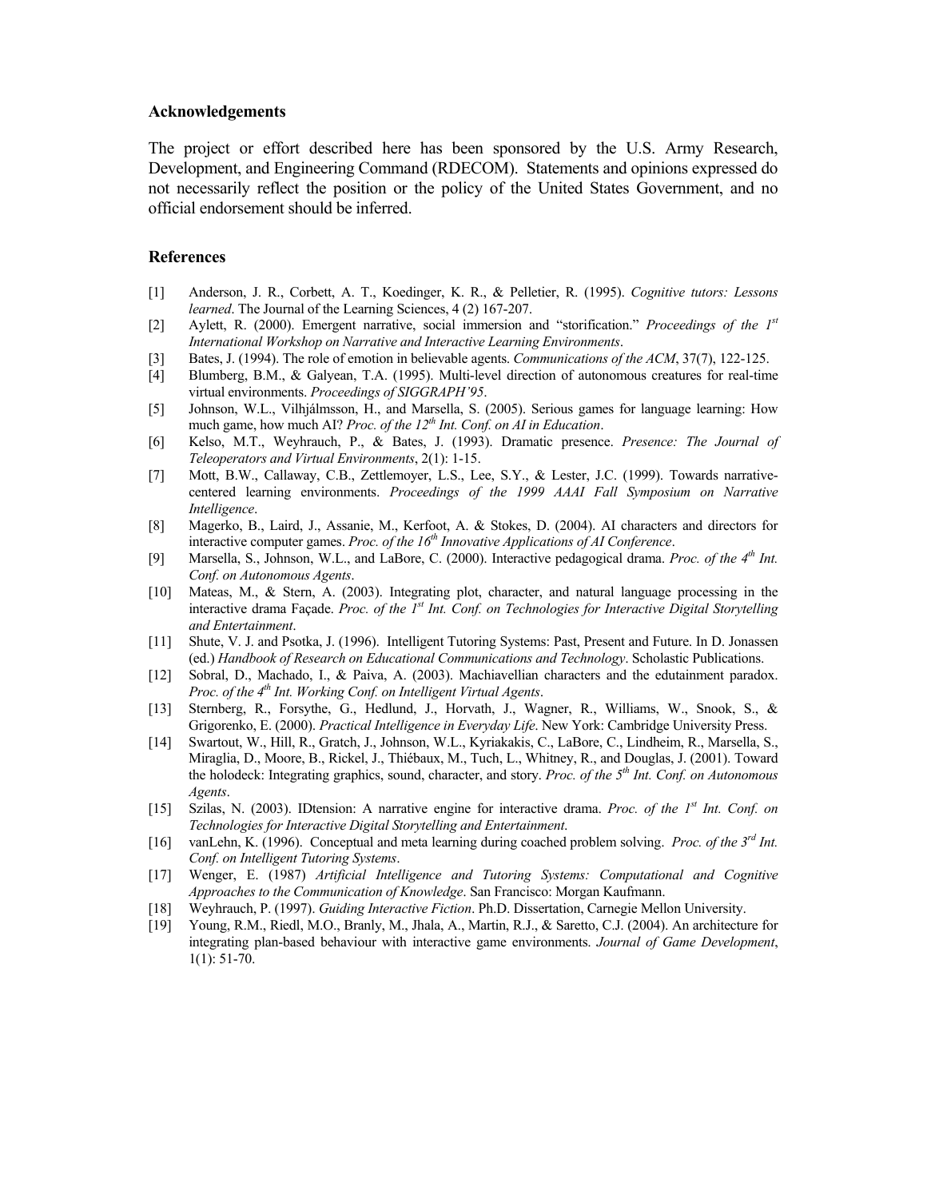## Acknowledgements

The project or effort described here has been sponsored by the U.S. Army Research, Development, and Engineering Command (RDECOM). Statements and opinions expressed do not necessarily reflect the position or the policy of the United States Government, and no official endorsement should be inferred.

## References

[1] Anderson, J. R., Corbett, A. T., Koedinger, K. R., & Pelletier, R. (1995). *Cognitive tutors: Lessons learned*. The Journal of the Learning Sciences, 4 (2) 167-207.

[2] Aylett, R. (2000). Emergent narrative, social immersion and "storification." *Proceedings of the 1st International Workshop on Narrative and Interactive Learning Environments*.

[3] Bates, J. (1994). The role of emotion in believable agents. *Communications of the ACM*, 37(7), 122-125.

[4] Blumberg, B.M., & Galyean, T.A. (1995). Multi-level direction of autonomous creatures for real-time virtual environments. *Proceedings of SIGGRAPH'95*.

[5] Johnson, W.L., Vilhjálmsson, H., and Marsella, S. (2005). Serious games for language learning: How much game, how much AI? *Proc. of the 12th Int. Conf. on AI in Education*.

[6] Kelso, M.T., Weyhrauch, P., & Bates, J. (1993). Dramatic presence. *Presence: The Journal of Teleoperators and Virtual Environments*, 2(1): 1-15.

[7] Mott, B.W., Callaway, C.B., Zettlemoyer, L.S., Lee, S.Y., & Lester, J.C. (1999). Towards narrative-centered learning environments. *Proceedings of the 1999 AAAI Fall Symposium on Narrative Intelligence*.

[8] Magerko, B., Laird, J., Assanie, M., Kerfoot, A. & Stokes, D. (2004). AI characters and directors for interactive computer games. *Proc. of the 16th Innovative Applications of AI Conference*.

[9] Marsella, S., Johnson, W.L., and LaBore, C. (2000). Interactive pedagogical drama. *Proc. of the 4th Int. Conf. on Autonomous Agents*.

[10] Mateas, M., & Stern, A. (2003). Integrating plot, character, and natural language processing in the interactive drama Façade. *Proc. of the 1st Int. Conf. on Technologies for Interactive Digital Storytelling and Entertainment*.

[11] Shute, V. J. and Psotka, J. (1996). Intelligent Tutoring Systems: Past, Present and Future. In D. Jonassen (ed.) *Handbook of Research on Educational Communications and Technology*. Scholastic Publications.

[12] Sobral, D., Machado, I., & Paiva, A. (2003). Machiavellian characters and the edutainment paradox. *Proc. of the 4th Int. Working Conf. on Intelligent Virtual Agents*.

[13] Sternberg, R., Forsythe, G., Hedlund, J., Horvath, J., Wagner, R., Williams, W., Snook, S., & Grigorenko, E. (2000). *Practical Intelligence in Everyday Life*. New York: Cambridge University Press.

[14] Swartout, W., Hill, R., Gratch, J., Johnson, W.L., Kyriakakis, C., LaBore, C., Lindheim, R., Marsella, S., Miraglia, D., Moore, B., Rickel, J., Thiébaux, M., Tuch, L., Whitney, R., and Douglas, J. (2001). Toward the holodeck: Integrating graphics, sound, character, and story. *Proc. of the 5th Int. Conf. on Autonomous Agents*.

[15] Szilas, N. (2003). IDtension: A narrative engine for interactive drama. *Proc. of the 1st Int. Conf. on Technologies for Interactive Digital Storytelling and Entertainment*.

[16] vanLehn, K. (1996). Conceptual and meta learning during coached problem solving. *Proc. of the 3rd Int. Conf. on Intelligent Tutoring Systems*.

[17] Wenger, E. (1987) *Artificial Intelligence and Tutoring Systems: Computational and Cognitive Approaches to the Communication of Knowledge*. San Francisco: Morgan Kaufmann.

[18] Weyhrauch, P. (1997). *Guiding Interactive Fiction*. Ph.D. Dissertation, Carnegie Mellon University.

[19] Young, R.M., Riedl, M.O., Branly, M., Jhala, A., Martin, R.J., & Saretto, C.J. (2004). An architecture for integrating plan-based behaviour with interactive game environments. *Journal of Game Development*, 1(1): 51-70.